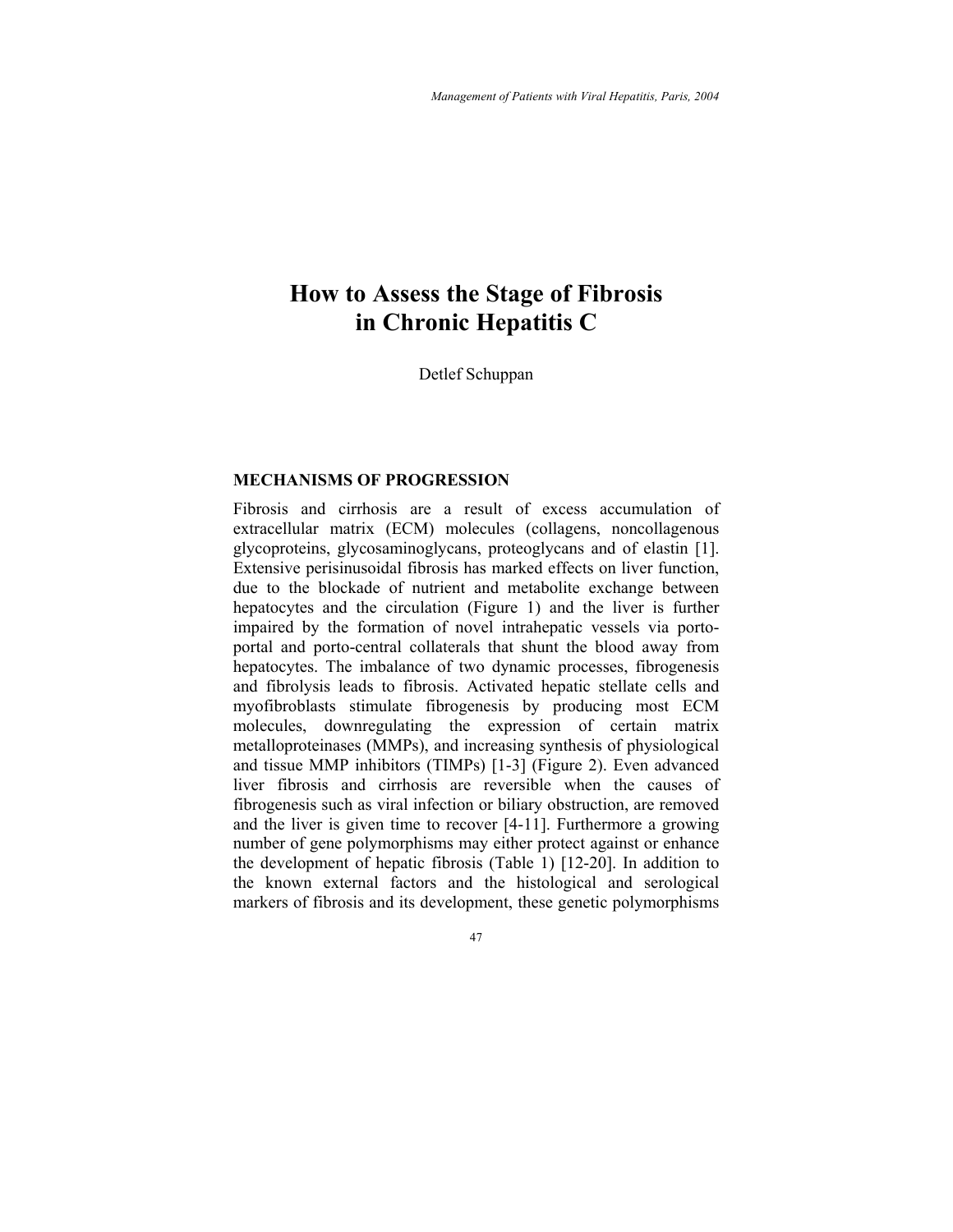# How to Assess the Stage of Fibrosis in Chronic Hepatitis C

Detlef Schuppan

## MECHANISMS OF PROGRESSION

Fibrosis and cirrhosis are a result of excess accumulation of extracellular matrix (ECM) molecules (collagens, noncollagenous glycoproteins, glycosaminoglycans, proteoglycans and of elastin [1]. Extensive perisinusoidal fibrosis has marked effects on liver function, due to the blockade of nutrient and metabolite exchange between hepatocytes and the circulation (Figure 1) and the liver is further impaired by the formation of novel intrahepatic vessels via porto-portal and porto-central collaterals that shunt the blood away from hepatocytes. The imbalance of two dynamic processes, fibrogenesis and fibrolysis leads to fibrosis. Activated hepatic stellate cells and myofibroblasts stimulate fibrogenesis by producing most ECM molecules, downregulating the expression of certain matrix metalloproteinases (MMPs), and increasing synthesis of physiological and tissue MMP inhibitors (TIMPs) [1-3] (Figure 2). Even advanced liver fibrosis and cirrhosis are reversible when the causes of fibrogenesis such as viral infection or biliary obstruction, are removed and the liver is given time to recover [4-11]. Furthermore a growing number of gene polymorphisms may either protect against or enhance the development of hepatic fibrosis (Table 1) [12-20]. In addition to the known external factors and the histological and serological markers of fibrosis and its development, these genetic polymorphisms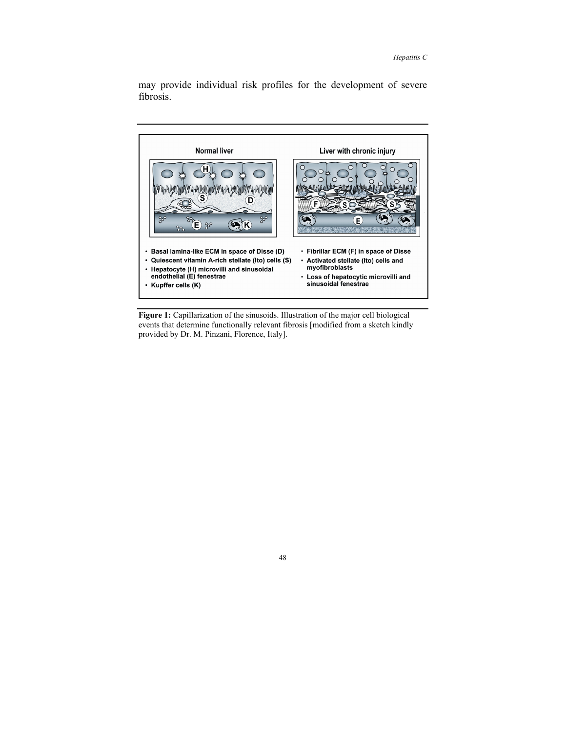may provide individual risk profiles for the development of severe fibrosis.

**Normal liver**

- Basal lamina-like ECM in space of Disse (D)
- Quiescent vitamin A-rich stellate (Ito) cells (S)
- Hepatocyte (H) microvilli and sinusoidal endothelial (E) fenestrae
- Kupffer cells (K)

**Liver with chronic injury**

- Fibrillar ECM (F) in space of Disse
- Activated stellate (Ito) cells and myofibroblasts
- Loss of hepatocytic microvilli and sinusoidal fenestrae

**Figure 1:** Capillarization of the sinusoids. Illustration of the major cell biological events that determine functionally relevant fibrosis [modified from a sketch kindly provided by Dr. M. Pinzani, Florence, Italy].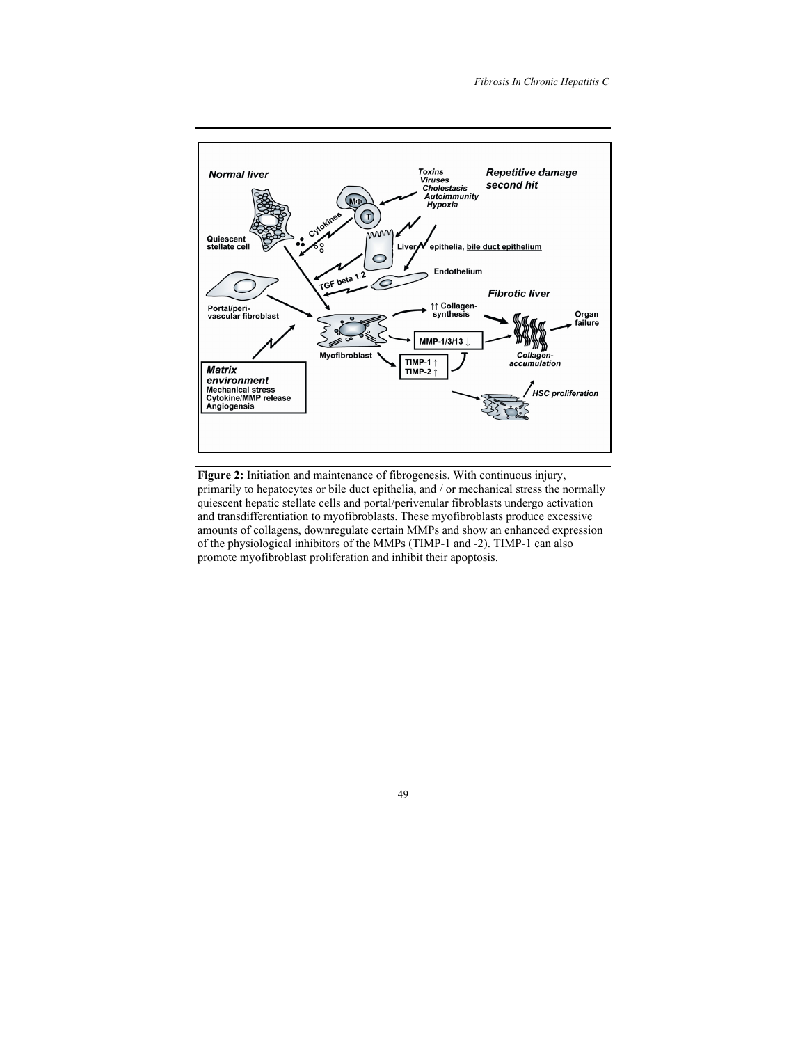**Figure 2:** Initiation and maintenance of fibrogenesis. With continuous injury, primarily to hepatocytes or bile duct epithelia, and / or mechanical stress the normally quiescent hepatic stellate cells and portal/perivenular fibroblasts undergo activation and transdifferentiation to myofibroblasts. These myofibroblasts produce excessive amounts of collagens, downregulate certain MMPs and show an enhanced expression of the physiological inhibitors of the MMPs (TIMP-1 and -2). TIMP-1 can also promote myofibroblast proliferation and inhibit their apoptosis.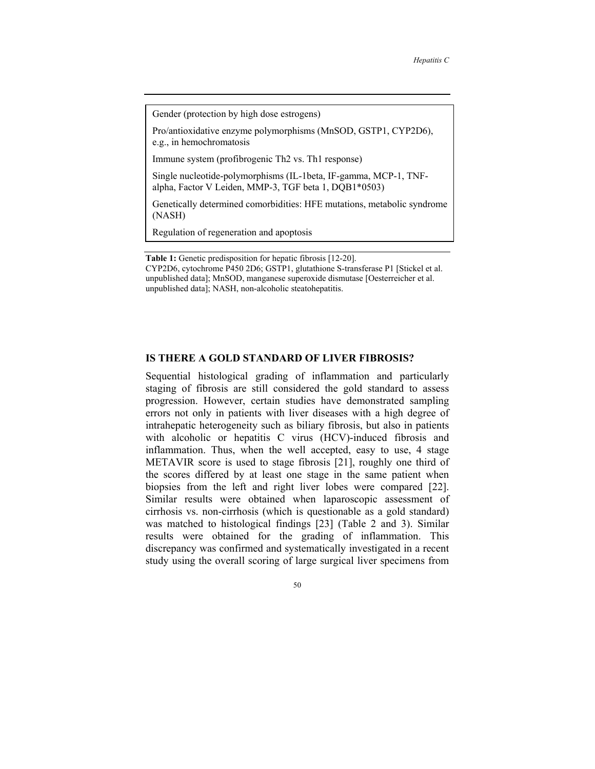| Gender (protection by high dose estrogens) |
| --- |
| Pro/antioxidative enzyme polymorphisms (MnSOD, GSTP1, CYP2D6), e.g., in hemochromatosis |
| Immune system (profibrogenic Th2 vs. Th1 response) |
| Single nucleotide-polymorphisms (IL-1beta, IF-gamma, MCP-1, TNF-alpha, Factor V Leiden, MMP-3, TGF beta 1, DQB1*0503) |
| Genetically determined comorbidities: HFE mutations, metabolic syndrome (NASH) |
| Regulation of regeneration and apoptosis |

**Table 1:** Genetic predisposition for hepatic fibrosis [12-20].
CYP2D6, cytochrome P450 2D6; GSTP1, glutathione S-transferase P1 [Stickel et al. unpublished data]; MnSOD, manganese superoxide dismutase [Oesterreicher et al. unpublished data]; NASH, non-alcoholic steatohepatitis.

## IS THERE A GOLD STANDARD OF LIVER FIBROSIS?

Sequential histological grading of inflammation and particularly staging of fibrosis are still considered the gold standard to assess progression. However, certain studies have demonstrated sampling errors not only in patients with liver diseases with a high degree of intrahepatic heterogeneity such as biliary fibrosis, but also in patients with alcoholic or hepatitis C virus (HCV)-induced fibrosis and inflammation. Thus, when the well accepted, easy to use, 4 stage METAVIR score is used to stage fibrosis [21], roughly one third of the scores differed by at least one stage in the same patient when biopsies from the left and right liver lobes were compared [22]. Similar results were obtained when laparoscopic assessment of cirrhosis vs. non-cirrhosis (which is questionable as a gold standard) was matched to histological findings [23] (Table 2 and 3). Similar results were obtained for the grading of inflammation. This discrepancy was confirmed and systematically investigated in a recent study using the overall scoring of large surgical liver specimens from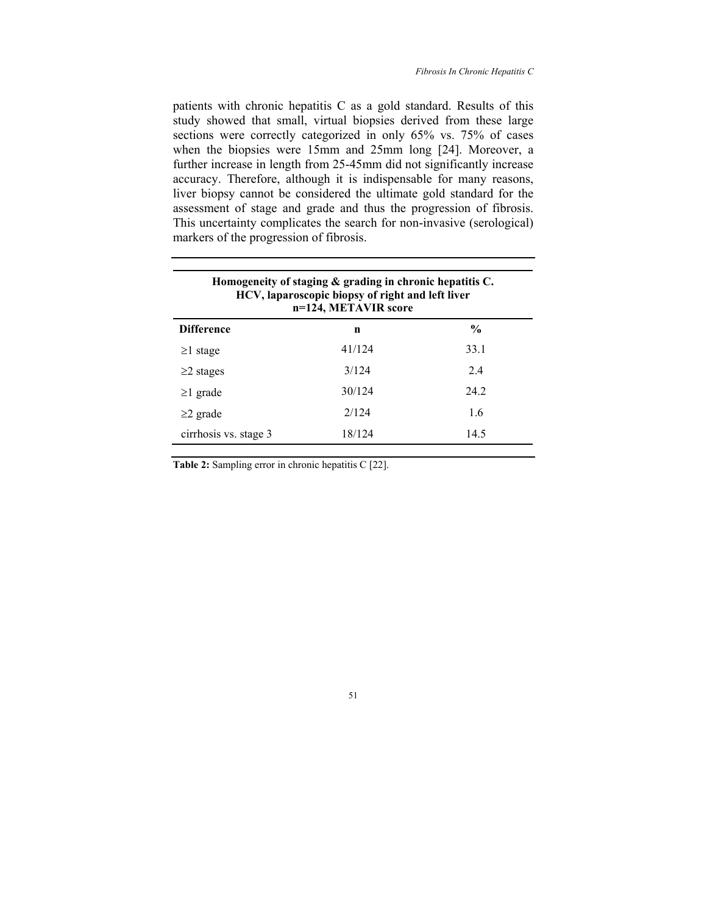patients with chronic hepatitis C as a gold standard. Results of this study showed that small, virtual biopsies derived from these large sections were correctly categorized in only 65% vs. 75% of cases when the biopsies were 15mm and 25mm long [24]. Moreover, a further increase in length from 25-45mm did not significantly increase accuracy. Therefore, although it is indispensable for many reasons, liver biopsy cannot be considered the ultimate gold standard for the assessment of stage and grade and thus the progression of fibrosis. This uncertainty complicates the search for non-invasive (serological) markers of the progression of fibrosis.

| **Homogeneity of staging & grading in chronic hepatitis C. HCV, laparoscopic biopsy of right and left liver n=124, METAVIR score** | | |
|---|---|---|
| **Difference** | **n** | **%** |
| ≥1 stage | 41/124 | 33.1 |
| ≥2 stages | 3/124 | 2.4 |
| ≥1 grade | 30/124 | 24.2 |
| ≥2 grade | 2/124 | 1.6 |
| cirrhosis vs. stage 3 | 18/124 | 14.5 |

**Table 2:** Sampling error in chronic hepatitis C [22].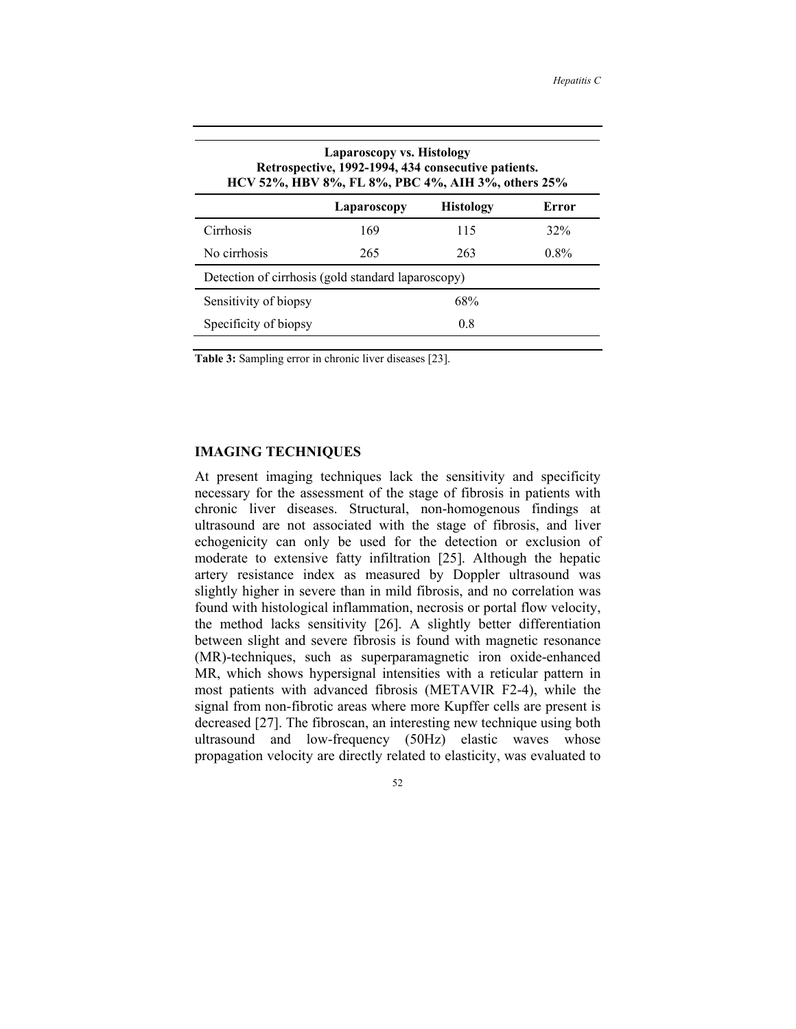| Laparoscopy vs. Histology<br>Retrospective, 1992-1994, 434 consecutive patients.<br>HCV 52%, HBV 8%, FL 8%, PBC 4%, AIH 3%, others 25% | | | |
|---|---|---|---|
| | **Laparoscopy** | **Histology** | **Error** |
| Cirrhosis | 169 | 115 | 32% |
| No cirrhosis | 265 | 263 | 0.8% |
| Detection of cirrhosis (gold standard laparoscopy) | | | |
| Sensitivity of biopsy | | 68% | |
| Specificity of biopsy | | 0.8 | |

**Table 3:** Sampling error in chronic liver diseases [23].

## IMAGING TECHNIQUES

At present imaging techniques lack the sensitivity and specificity necessary for the assessment of the stage of fibrosis in patients with chronic liver diseases. Structural, non-homogenous findings at ultrasound are not associated with the stage of fibrosis, and liver echogenicity can only be used for the detection or exclusion of moderate to extensive fatty infiltration [25]. Although the hepatic artery resistance index as measured by Doppler ultrasound was slightly higher in severe than in mild fibrosis, and no correlation was found with histological inflammation, necrosis or portal flow velocity, the method lacks sensitivity [26]. A slightly better differentiation between slight and severe fibrosis is found with magnetic resonance (MR)-techniques, such as superparamagnetic iron oxide-enhanced MR, which shows hypersignal intensities with a reticular pattern in most patients with advanced fibrosis (METAVIR F2-4), while the signal from non-fibrotic areas where more Kupffer cells are present is decreased [27]. The fibroscan, an interesting new technique using both ultrasound and low-frequency (50Hz) elastic waves whose propagation velocity are directly related to elasticity, was evaluated to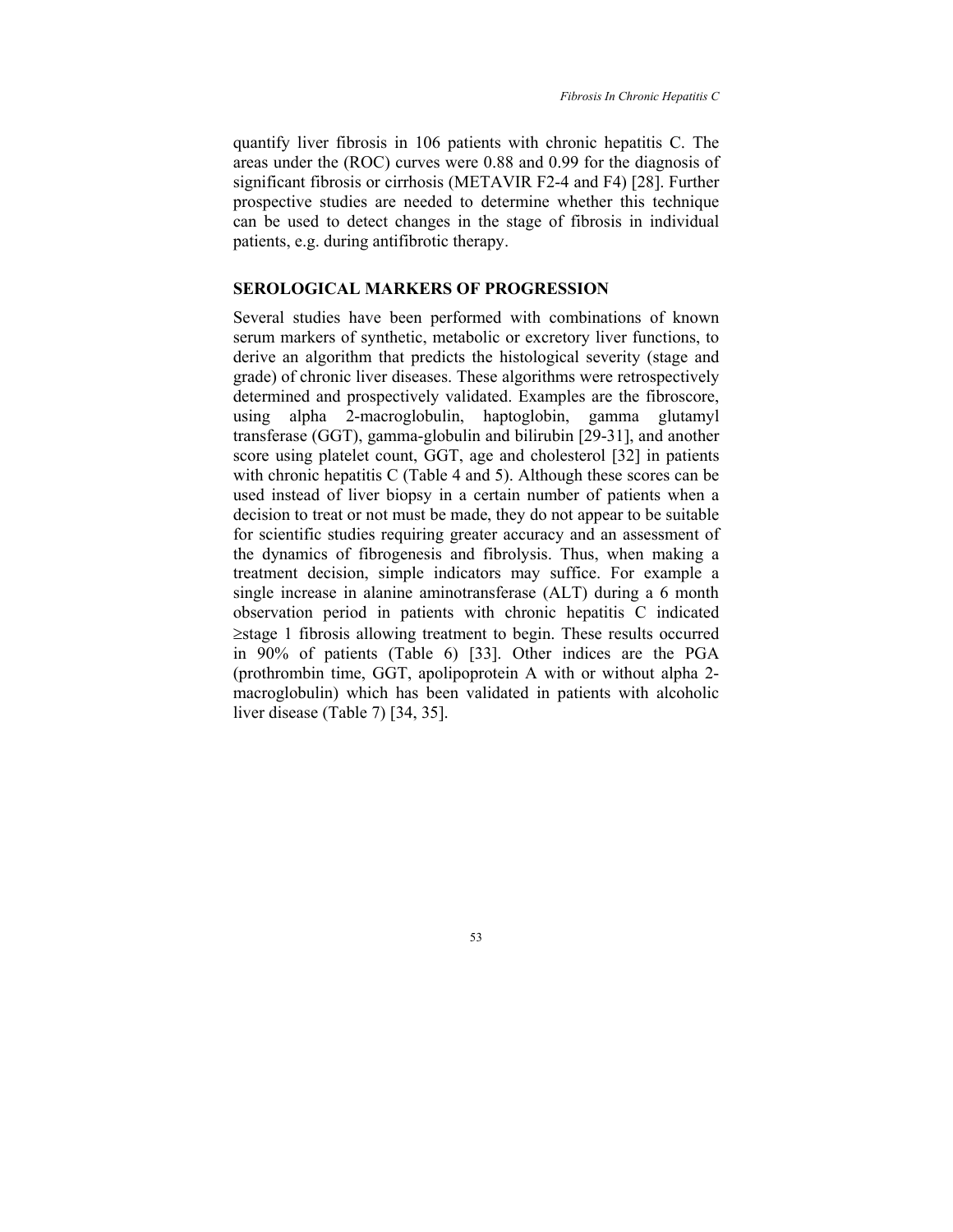quantify liver fibrosis in 106 patients with chronic hepatitis C. The areas under the (ROC) curves were 0.88 and 0.99 for the diagnosis of significant fibrosis or cirrhosis (METAVIR F2-4 and F4) [28]. Further prospective studies are needed to determine whether this technique can be used to detect changes in the stage of fibrosis in individual patients, e.g. during antifibrotic therapy.

## SEROLOGICAL MARKERS OF PROGRESSION

Several studies have been performed with combinations of known serum markers of synthetic, metabolic or excretory liver functions, to derive an algorithm that predicts the histological severity (stage and grade) of chronic liver diseases. These algorithms were retrospectively determined and prospectively validated. Examples are the fibroscore, using alpha 2-macroglobulin, haptoglobin, gamma glutamyl transferase (GGT), gamma-globulin and bilirubin [29-31], and another score using platelet count, GGT, age and cholesterol [32] in patients with chronic hepatitis C (Table 4 and 5). Although these scores can be used instead of liver biopsy in a certain number of patients when a decision to treat or not must be made, they do not appear to be suitable for scientific studies requiring greater accuracy and an assessment of the dynamics of fibrogenesis and fibrolysis. Thus, when making a treatment decision, simple indicators may suffice. For example a single increase in alanine aminotransferase (ALT) during a 6 month observation period in patients with chronic hepatitis C indicated ≥stage 1 fibrosis allowing treatment to begin. These results occurred in 90% of patients (Table 6) [33]. Other indices are the PGA (prothrombin time, GGT, apolipoprotein A with or without alpha 2-macroglobulin) which has been validated in patients with alcoholic liver disease (Table 7) [34, 35].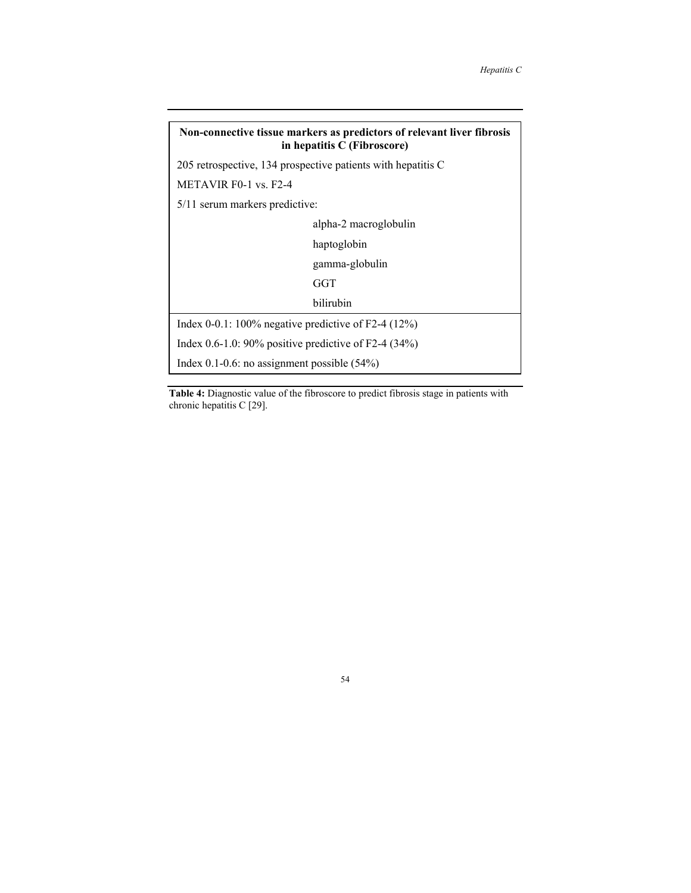| Non-connective tissue markers as predictors of relevant liver fibrosis in hepatitis C (Fibroscore) | |
|---|---|
| 205 retrospective, 134 prospective patients with hepatitis C | |
| METAVIR F0-1 vs. F2-4 | |
| 5/11 serum markers predictive: | |
| | alpha-2 macroglobulin |
| | haptoglobin |
| | gamma-globulin |
| | GGT |
| | bilirubin |
| Index 0-0.1: 100% negative predictive of F2-4 (12%) | |
| Index 0.6-1.0: 90% positive predictive of F2-4 (34%) | |
| Index 0.1-0.6: no assignment possible (54%) | |

**Table 4:** Diagnostic value of the fibroscore to predict fibrosis stage in patients with chronic hepatitis C [29].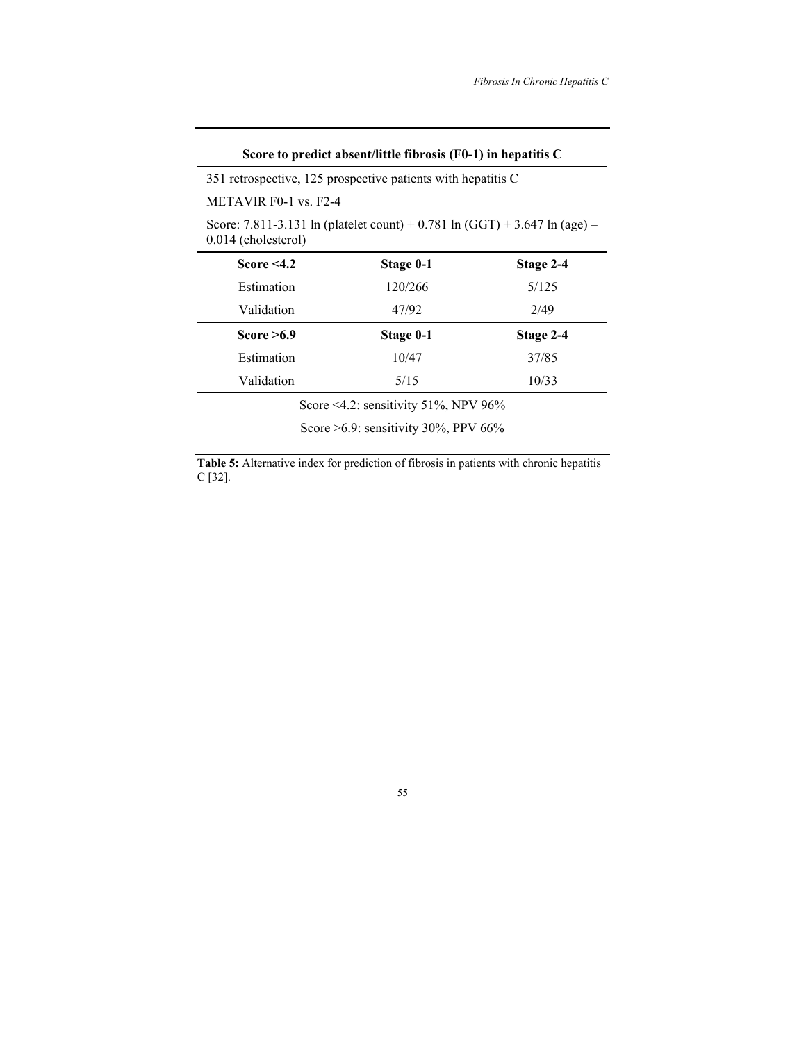| Score to predict absent/little fibrosis (F0-1) in hepatitis C | | |
|---|---|---|
| 351 retrospective, 125 prospective patients with hepatitis C | | |
| METAVIR F0-1 vs. F2-4 | | |
| Score: 7.811-3.131 ln (platelet count) + 0.781 ln (GGT) + 3.647 ln (age) – 0.014 (cholesterol) | | |
| **Score <4.2** | **Stage 0-1** | **Stage 2-4** |
| Estimation | 120/266 | 5/125 |
| Validation | 47/92 | 2/49 |
| **Score >6.9** | **Stage 0-1** | **Stage 2-4** |
| Estimation | 10/47 | 37/85 |
| Validation | 5/15 | 10/33 |
| Score <4.2: sensitivity 51%, NPV 96% | | |
| Score >6.9: sensitivity 30%, PPV 66% | | |

**Table 5:** Alternative index for prediction of fibrosis in patients with chronic hepatitis C [32].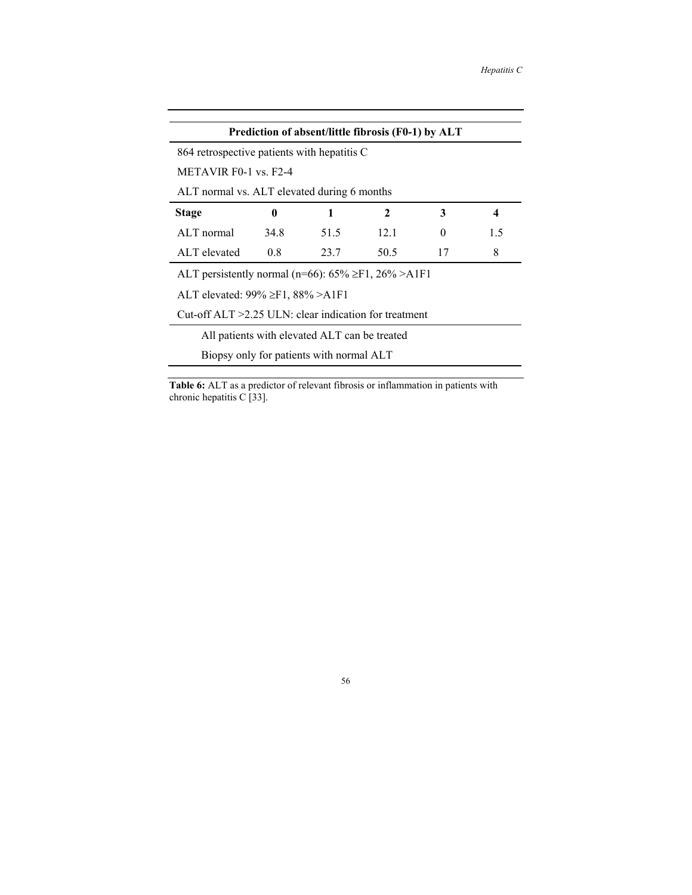| Prediction of absent/little fibrosis (F0-1) by ALT | | | | | |
|---|---|---|---|---|---|
| 864 retrospective patients with hepatitis C | | | | | |
| METAVIR F0-1 vs. F2-4 | | | | | |
| ALT normal vs. ALT elevated during 6 months | | | | | |
| **Stage** | **0** | **1** | **2** | **3** | **4** |
| ALT normal | 34.8 | 51.5 | 12.1 | 0 | 1.5 |
| ALT elevated | 0.8 | 23.7 | 50.5 | 17 | 8 |
| ALT persistently normal (n=66): 65% ≥F1, 26% >A1F1 | | | | | |
| ALT elevated: 99% ≥F1, 88% >A1F1 | | | | | |
| Cut-off ALT >2.25 ULN: clear indication for treatment | | | | | |
| All patients with elevated ALT can be treated | | | | | |
| Biopsy only for patients with normal ALT | | | | | |

**Table 6:** ALT as a predictor of relevant fibrosis or inflammation in patients with chronic hepatitis C [33].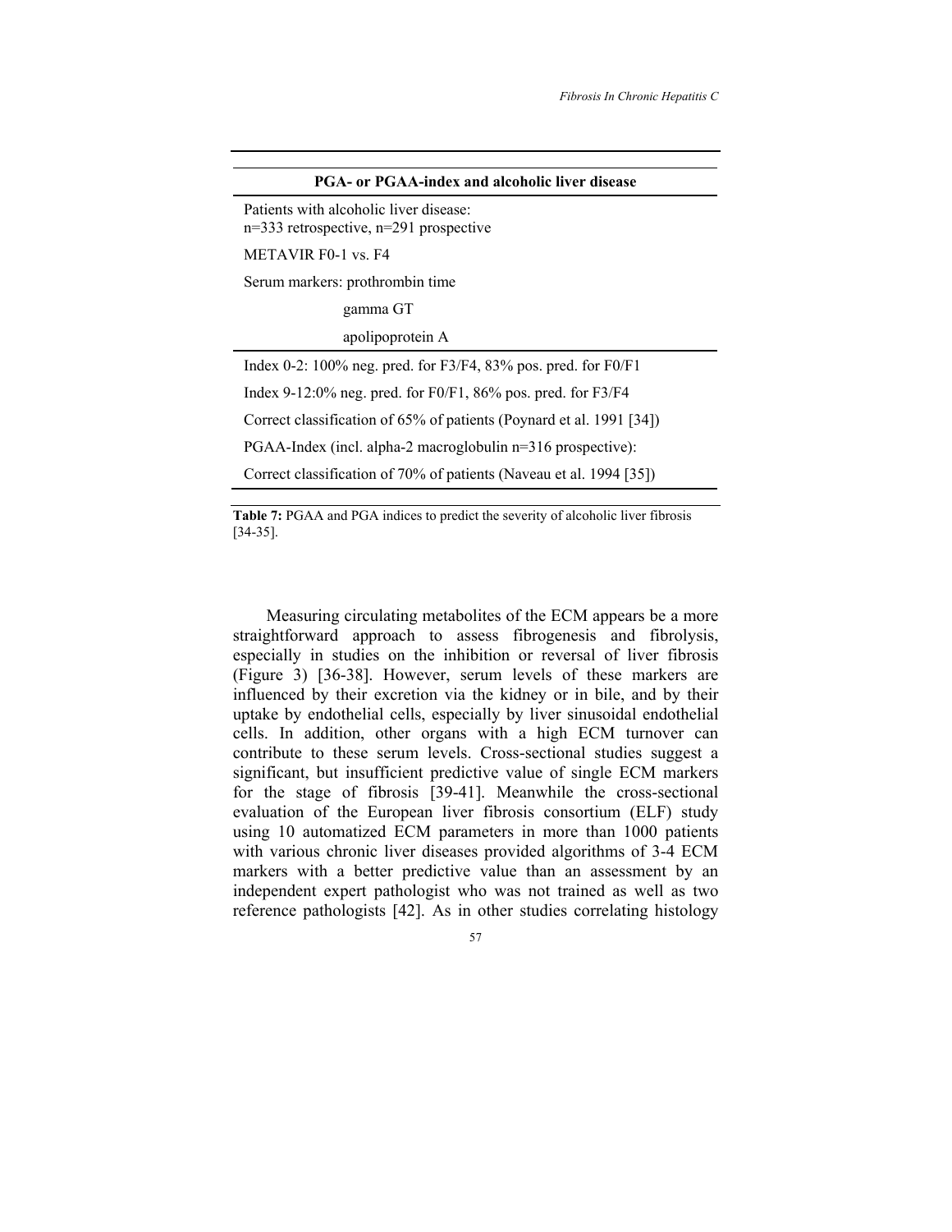| PGA- or PGAA-index and alcoholic liver disease |
|---|
| Patients with alcoholic liver disease: n=333 retrospective, n=291 prospective |
| METAVIR F0-1 vs. F4 |
| Serum markers: prothrombin time |
| gamma GT |
| apolipoprotein A |
| Index 0-2: 100% neg. pred. for F3/F4, 83% pos. pred. for F0/F1 |
| Index 9-12:0% neg. pred. for F0/F1, 86% pos. pred. for F3/F4 |
| Correct classification of 65% of patients (Poynard et al. 1991 [34]) |
| PGAA-Index (incl. alpha-2 macroglobulin n=316 prospective): |
| Correct classification of 70% of patients (Naveau et al. 1994 [35]) |

**Table 7:** PGAA and PGA indices to predict the severity of alcoholic liver fibrosis [34-35].

Measuring circulating metabolites of the ECM appears be a more straightforward approach to assess fibrogenesis and fibrolysis, especially in studies on the inhibition or reversal of liver fibrosis (Figure 3) [36-38]. However, serum levels of these markers are influenced by their excretion via the kidney or in bile, and by their uptake by endothelial cells, especially by liver sinusoidal endothelial cells. In addition, other organs with a high ECM turnover can contribute to these serum levels. Cross-sectional studies suggest a significant, but insufficient predictive value of single ECM markers for the stage of fibrosis [39-41]. Meanwhile the cross-sectional evaluation of the European liver fibrosis consortium (ELF) study using 10 automatized ECM parameters in more than 1000 patients with various chronic liver diseases provided algorithms of 3-4 ECM markers with a better predictive value than an assessment by an independent expert pathologist who was not trained as well as two reference pathologists [42]. As in other studies correlating histology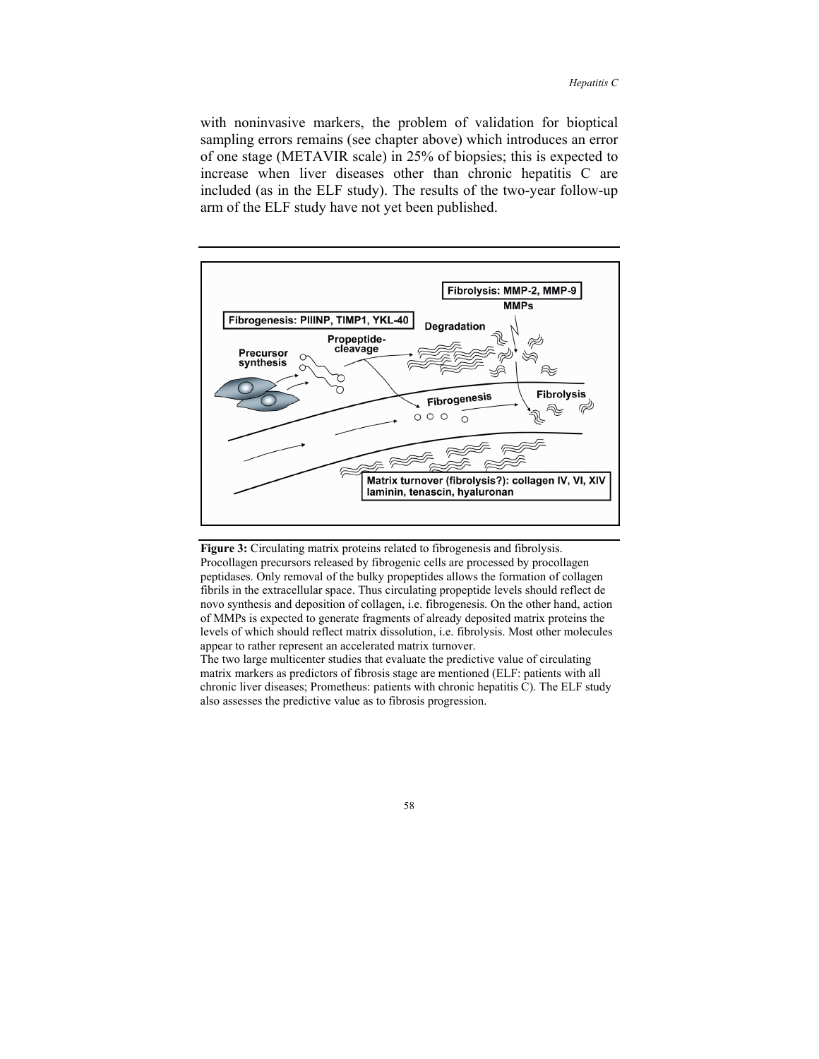with noninvasive markers, the problem of validation for bioptical sampling errors remains (see chapter above) which introduces an error of one stage (METAVIR scale) in 25% of biopsies; this is expected to increase when liver diseases other than chronic hepatitis C are included (as in the ELF study). The results of the two-year follow-up arm of the ELF study have not yet been published.

**Figure 3:** Circulating matrix proteins related to fibrogenesis and fibrolysis. Procollagen precursors released by fibrogenic cells are processed by procollagen peptidases. Only removal of the bulky propeptides allows the formation of collagen fibrils in the extracellular space. Thus circulating propeptide levels should reflect de novo synthesis and deposition of collagen, i.e. fibrogenesis. On the other hand, action of MMPs is expected to generate fragments of already deposited matrix proteins the levels of which should reflect matrix dissolution, i.e. fibrolysis. Most other molecules appear to rather represent an accelerated matrix turnover.
The two large multicenter studies that evaluate the predictive value of circulating matrix markers as predictors of fibrosis stage are mentioned (ELF: patients with all chronic liver diseases; Prometheus: patients with chronic hepatitis C). The ELF study also assesses the predictive value as to fibrosis progression.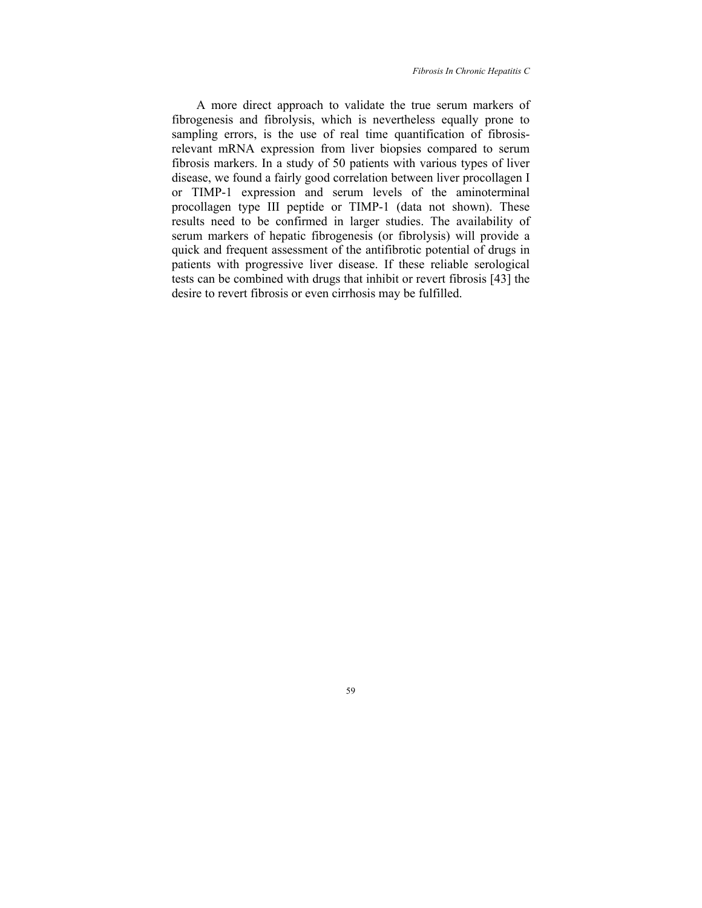A more direct approach to validate the true serum markers of fibrogenesis and fibrolysis, which is nevertheless equally prone to sampling errors, is the use of real time quantification of fibrosis-relevant mRNA expression from liver biopsies compared to serum fibrosis markers. In a study of 50 patients with various types of liver disease, we found a fairly good correlation between liver procollagen I or TIMP-1 expression and serum levels of the aminoterminal procollagen type III peptide or TIMP-1 (data not shown). These results need to be confirmed in larger studies. The availability of serum markers of hepatic fibrogenesis (or fibrolysis) will provide a quick and frequent assessment of the antifibrotic potential of drugs in patients with progressive liver disease. If these reliable serological tests can be combined with drugs that inhibit or revert fibrosis [43] the desire to revert fibrosis or even cirrhosis may be fulfilled.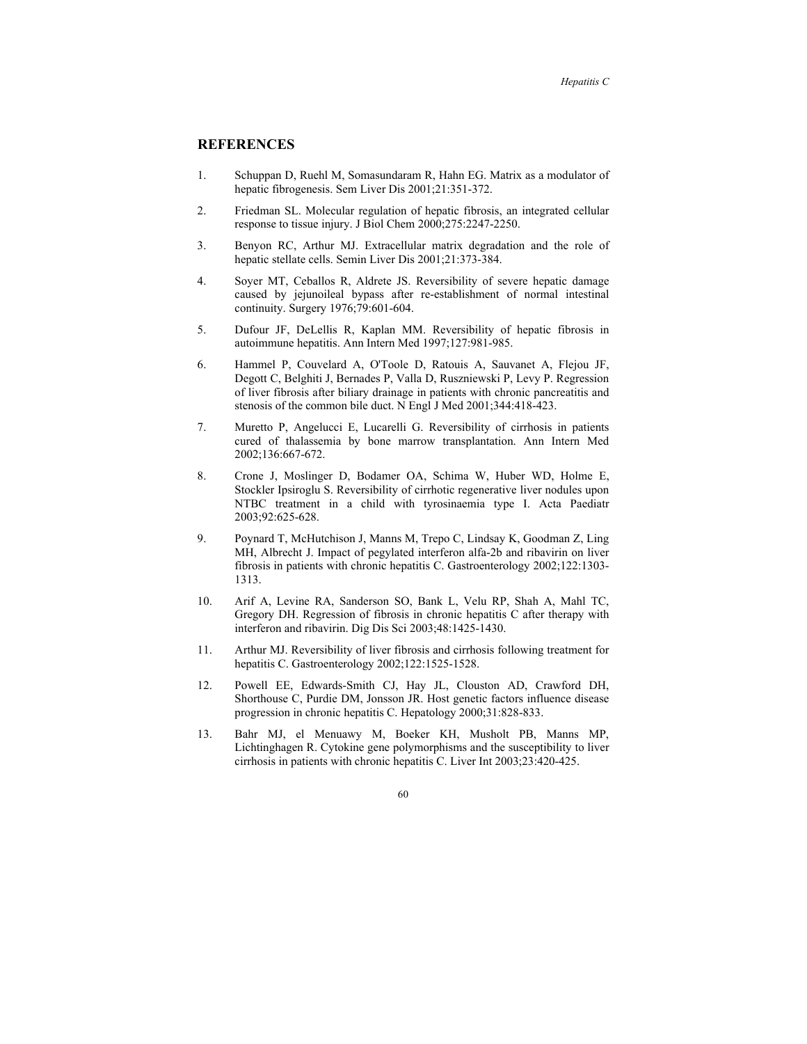## REFERENCES

1. Schuppan D, Ruehl M, Somasundaram R, Hahn EG. Matrix as a modulator of hepatic fibrogenesis. Sem Liver Dis 2001;21:351-372.

2. Friedman SL. Molecular regulation of hepatic fibrosis, an integrated cellular response to tissue injury. J Biol Chem 2000;275:2247-2250.

3. Benyon RC, Arthur MJ. Extracellular matrix degradation and the role of hepatic stellate cells. Semin Liver Dis 2001;21:373-384.

4. Soyer MT, Ceballos R, Aldrete JS. Reversibility of severe hepatic damage caused by jejunoileal bypass after re-establishment of normal intestinal continuity. Surgery 1976;79:601-604.

5. Dufour JF, DeLellis R, Kaplan MM. Reversibility of hepatic fibrosis in autoimmune hepatitis. Ann Intern Med 1997;127:981-985.

6. Hammel P, Couvelard A, O'Toole D, Ratouis A, Sauvanet A, Flejou JF, Degott C, Belghiti J, Bernades P, Valla D, Ruszniewski P, Levy P. Regression of liver fibrosis after biliary drainage in patients with chronic pancreatitis and stenosis of the common bile duct. N Engl J Med 2001;344:418-423.

7. Muretto P, Angelucci E, Lucarelli G. Reversibility of cirrhosis in patients cured of thalassemia by bone marrow transplantation. Ann Intern Med 2002;136:667-672.

8. Crone J, Moslinger D, Bodamer OA, Schima W, Huber WD, Holme E, Stockler Ipsiroglu S. Reversibility of cirrhotic regenerative liver nodules upon NTBC treatment in a child with tyrosinaemia type I. Acta Paediatr 2003;92:625-628.

9. Poynard T, McHutchison J, Manns M, Trepo C, Lindsay K, Goodman Z, Ling MH, Albrecht J. Impact of pegylated interferon alfa-2b and ribavirin on liver fibrosis in patients with chronic hepatitis C. Gastroenterology 2002;122:1303-1313.

10. Arif A, Levine RA, Sanderson SO, Bank L, Velu RP, Shah A, Mahl TC, Gregory DH. Regression of fibrosis in chronic hepatitis C after therapy with interferon and ribavirin. Dig Dis Sci 2003;48:1425-1430.

11. Arthur MJ. Reversibility of liver fibrosis and cirrhosis following treatment for hepatitis C. Gastroenterology 2002;122:1525-1528.

12. Powell EE, Edwards-Smith CJ, Hay JL, Clouston AD, Crawford DH, Shorthouse C, Purdie DM, Jonsson JR. Host genetic factors influence disease progression in chronic hepatitis C. Hepatology 2000;31:828-833.

13. Bahr MJ, el Menuawy M, Boeker KH, Musholt PB, Manns MP, Lichtinghagen R. Cytokine gene polymorphisms and the susceptibility to liver cirrhosis in patients with chronic hepatitis C. Liver Int 2003;23:420-425.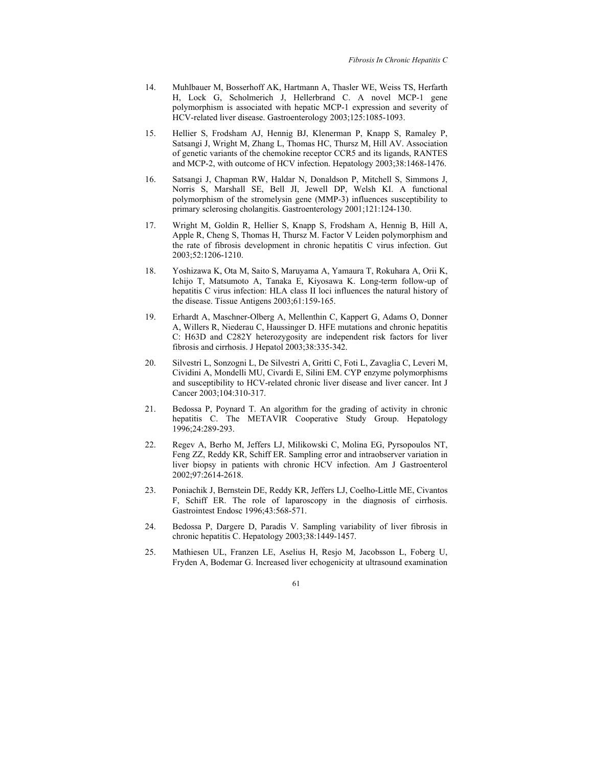14. Muhlbauer M, Bosserhoff AK, Hartmann A, Thasler WE, Weiss TS, Herfarth H, Lock G, Scholmerich J, Hellerbrand C. A novel MCP-1 gene polymorphism is associated with hepatic MCP-1 expression and severity of HCV-related liver disease. Gastroenterology 2003;125:1085-1093.

15. Hellier S, Frodsham AJ, Hennig BJ, Klenerman P, Knapp S, Ramaley P, Satsangi J, Wright M, Zhang L, Thomas HC, Thursz M, Hill AV. Association of genetic variants of the chemokine receptor CCR5 and its ligands, RANTES and MCP-2, with outcome of HCV infection. Hepatology 2003;38:1468-1476.

16. Satsangi J, Chapman RW, Haldar N, Donaldson P, Mitchell S, Simmons J, Norris S, Marshall SE, Bell JI, Jewell DP, Welsh KI. A functional polymorphism of the stromelysin gene (MMP-3) influences susceptibility to primary sclerosing cholangitis. Gastroenterology 2001;121:124-130.

17. Wright M, Goldin R, Hellier S, Knapp S, Frodsham A, Hennig B, Hill A, Apple R, Cheng S, Thomas H, Thursz M. Factor V Leiden polymorphism and the rate of fibrosis development in chronic hepatitis C virus infection. Gut 2003;52:1206-1210.

18. Yoshizawa K, Ota M, Saito S, Maruyama A, Yamaura T, Rokuhara A, Orii K, Ichijo T, Matsumoto A, Tanaka E, Kiyosawa K. Long-term follow-up of hepatitis C virus infection: HLA class II loci influences the natural history of the disease. Tissue Antigens 2003;61:159-165.

19. Erhardt A, Maschner-Olberg A, Mellenthin C, Kappert G, Adams O, Donner A, Willers R, Niederau C, Haussinger D. HFE mutations and chronic hepatitis C: H63D and C282Y heterozygosity are independent risk factors for liver fibrosis and cirrhosis. J Hepatol 2003;38:335-342.

20. Silvestri L, Sonzogni L, De Silvestri A, Gritti C, Foti L, Zavaglia C, Leveri M, Cividini A, Mondelli MU, Civardi E, Silini EM. CYP enzyme polymorphisms and susceptibility to HCV-related chronic liver disease and liver cancer. Int J Cancer 2003;104:310-317.

21. Bedossa P, Poynard T. An algorithm for the grading of activity in chronic hepatitis C. The METAVIR Cooperative Study Group. Hepatology 1996;24:289-293.

22. Regev A, Berho M, Jeffers LJ, Milikowski C, Molina EG, Pyrsopoulos NT, Feng ZZ, Reddy KR, Schiff ER. Sampling error and intraobserver variation in liver biopsy in patients with chronic HCV infection. Am J Gastroenterol 2002;97:2614-2618.

23. Poniachik J, Bernstein DE, Reddy KR, Jeffers LJ, Coelho-Little ME, Civantos F, Schiff ER. The role of laparoscopy in the diagnosis of cirrhosis. Gastrointest Endosc 1996;43:568-571.

24. Bedossa P, Dargere D, Paradis V. Sampling variability of liver fibrosis in chronic hepatitis C. Hepatology 2003;38:1449-1457.

25. Mathiesen UL, Franzen LE, Aselius H, Resjo M, Jacobsson L, Foberg U, Fryden A, Bodemar G. Increased liver echogenicity at ultrasound examination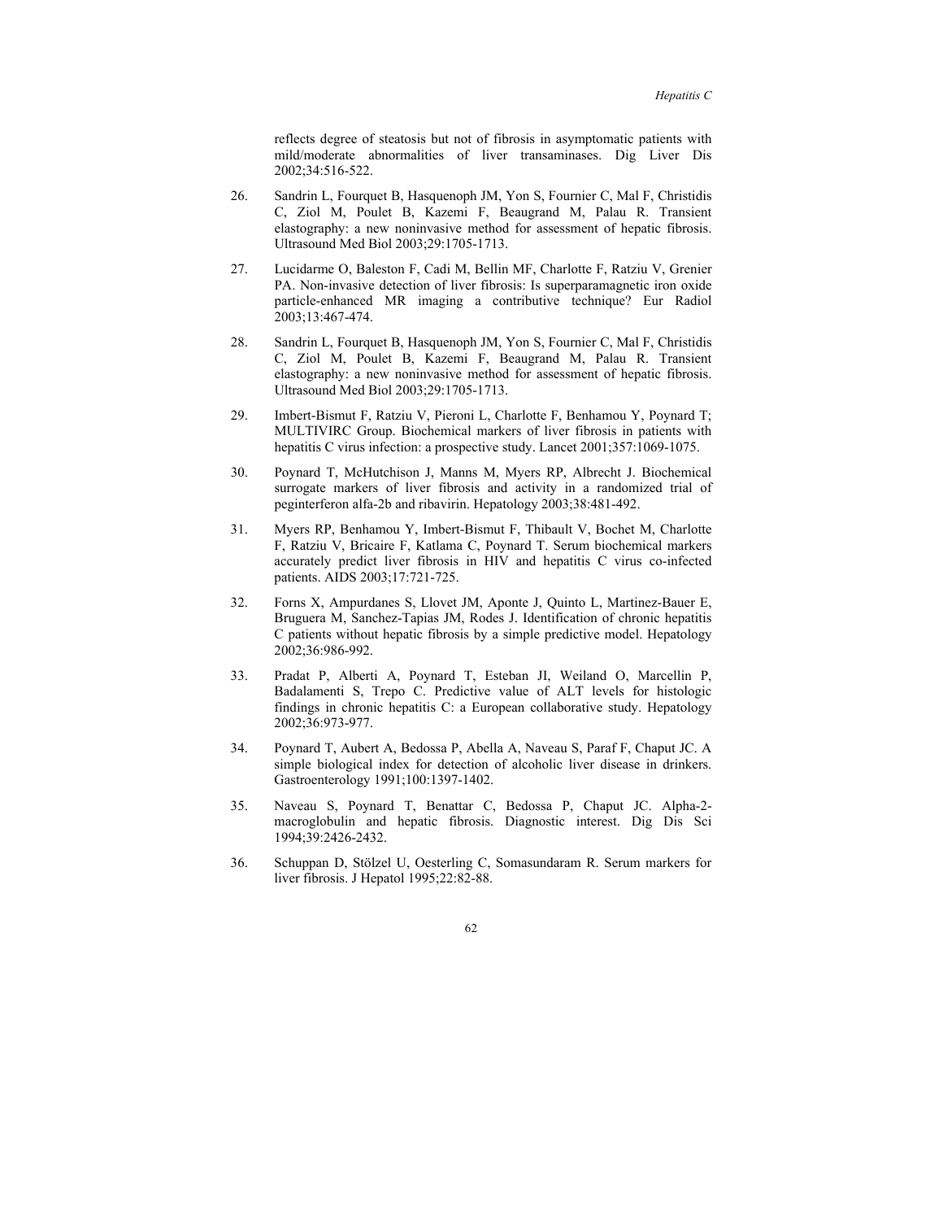reflects degree of steatosis but not of fibrosis in asymptomatic patients with mild/moderate abnormalities of liver transaminases. Dig Liver Dis 2002;34:516-522.

26. Sandrin L, Fourquet B, Hasquenoph JM, Yon S, Fournier C, Mal F, Christidis C, Ziol M, Poulet B, Kazemi F, Beaugrand M, Palau R. Transient elastography: a new noninvasive method for assessment of hepatic fibrosis. Ultrasound Med Biol 2003;29:1705-1713.

27. Lucidarme O, Baleston F, Cadi M, Bellin MF, Charlotte F, Ratziu V, Grenier PA. Non-invasive detection of liver fibrosis: Is superparamagnetic iron oxide particle-enhanced MR imaging a contributive technique? Eur Radiol 2003;13:467-474.

28. Sandrin L, Fourquet B, Hasquenoph JM, Yon S, Fournier C, Mal F, Christidis C, Ziol M, Poulet B, Kazemi F, Beaugrand M, Palau R. Transient elastography: a new noninvasive method for assessment of hepatic fibrosis. Ultrasound Med Biol 2003;29:1705-1713.

29. Imbert-Bismut F, Ratziu V, Pieroni L, Charlotte F, Benhamou Y, Poynard T; MULTIVIRC Group. Biochemical markers of liver fibrosis in patients with hepatitis C virus infection: a prospective study. Lancet 2001;357:1069-1075.

30. Poynard T, McHutchison J, Manns M, Myers RP, Albrecht J. Biochemical surrogate markers of liver fibrosis and activity in a randomized trial of peginterferon alfa-2b and ribavirin. Hepatology 2003;38:481-492.

31. Myers RP, Benhamou Y, Imbert-Bismut F, Thibault V, Bochet M, Charlotte F, Ratziu V, Bricaire F, Katlama C, Poynard T. Serum biochemical markers accurately predict liver fibrosis in HIV and hepatitis C virus co-infected patients. AIDS 2003;17:721-725.

32. Forns X, Ampurdanes S, Llovet JM, Aponte J, Quinto L, Martinez-Bauer E, Bruguera M, Sanchez-Tapias JM, Rodes J. Identification of chronic hepatitis C patients without hepatic fibrosis by a simple predictive model. Hepatology 2002;36:986-992.

33. Pradat P, Alberti A, Poynard T, Esteban JI, Weiland O, Marcellin P, Badalamenti S, Trepo C. Predictive value of ALT levels for histologic findings in chronic hepatitis C: a European collaborative study. Hepatology 2002;36:973-977.

34. Poynard T, Aubert A, Bedossa P, Abella A, Naveau S, Paraf F, Chaput JC. A simple biological index for detection of alcoholic liver disease in drinkers. Gastroenterology 1991;100:1397-1402.

35. Naveau S, Poynard T, Benattar C, Bedossa P, Chaput JC. Alpha-2-macroglobulin and hepatic fibrosis. Diagnostic interest. Dig Dis Sci 1994;39:2426-2432.

36. Schuppan D, Stölzel U, Oesterling C, Somasundaram R. Serum markers for liver fibrosis. J Hepatol 1995;22:82-88.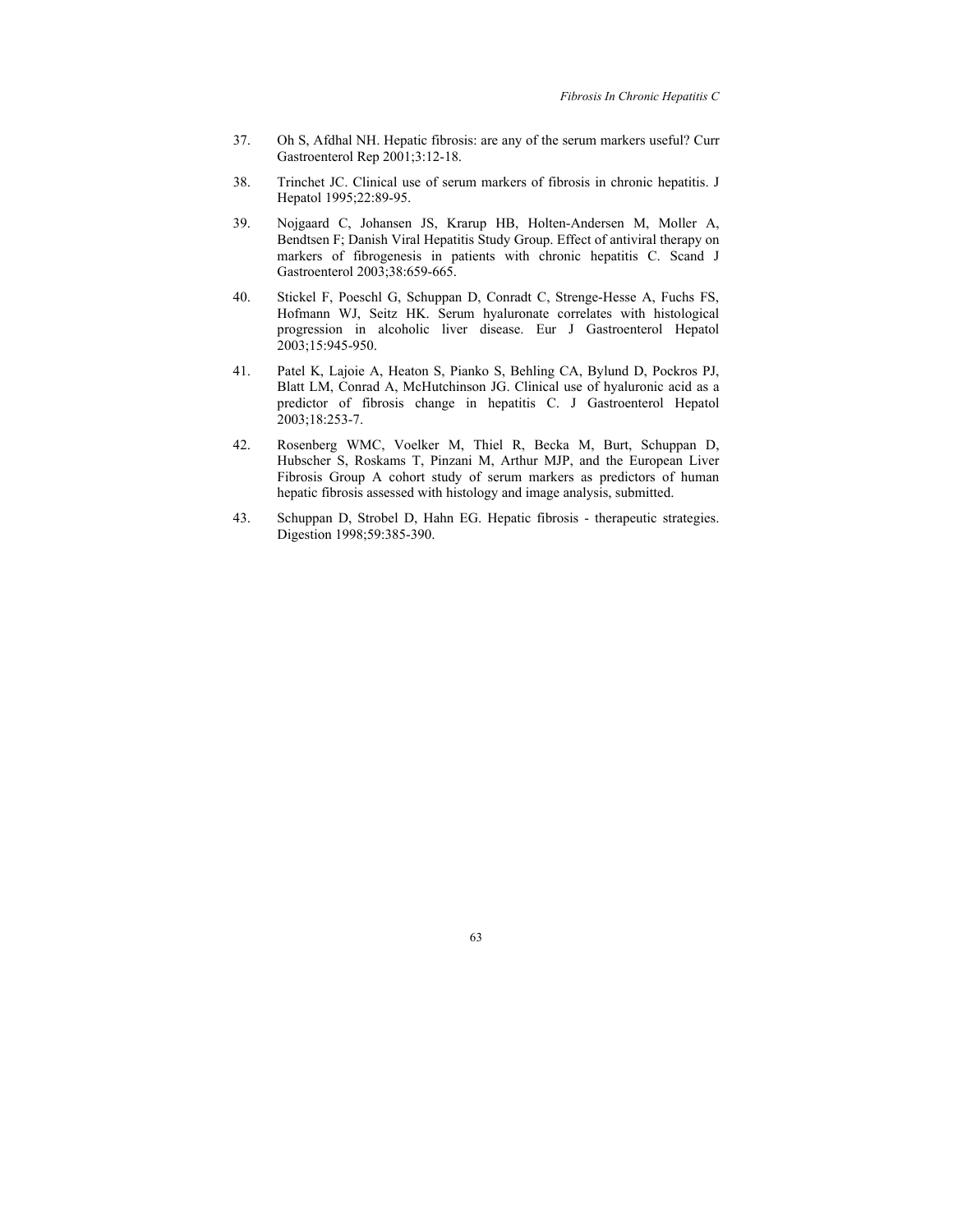37. Oh S, Afdhal NH. Hepatic fibrosis: are any of the serum markers useful? Curr Gastroenterol Rep 2001;3:12-18.

38. Trinchet JC. Clinical use of serum markers of fibrosis in chronic hepatitis. J Hepatol 1995;22:89-95.

39. Nojgaard C, Johansen JS, Krarup HB, Holten-Andersen M, Moller A, Bendtsen F; Danish Viral Hepatitis Study Group. Effect of antiviral therapy on markers of fibrogenesis in patients with chronic hepatitis C. Scand J Gastroenterol 2003;38:659-665.

40. Stickel F, Poeschl G, Schuppan D, Conradt C, Strenge-Hesse A, Fuchs FS, Hofmann WJ, Seitz HK. Serum hyaluronate correlates with histological progression in alcoholic liver disease. Eur J Gastroenterol Hepatol 2003;15:945-950.

41. Patel K, Lajoie A, Heaton S, Pianko S, Behling CA, Bylund D, Pockros PJ, Blatt LM, Conrad A, McHutchinson JG. Clinical use of hyaluronic acid as a predictor of fibrosis change in hepatitis C. J Gastroenterol Hepatol 2003;18:253-7.

42. Rosenberg WMC, Voelker M, Thiel R, Becka M, Burt, Schuppan D, Hubscher S, Roskams T, Pinzani M, Arthur MJP, and the European Liver Fibrosis Group A cohort study of serum markers as predictors of human hepatic fibrosis assessed with histology and image analysis, submitted.

43. Schuppan D, Strobel D, Hahn EG. Hepatic fibrosis - therapeutic strategies. Digestion 1998;59:385-390.